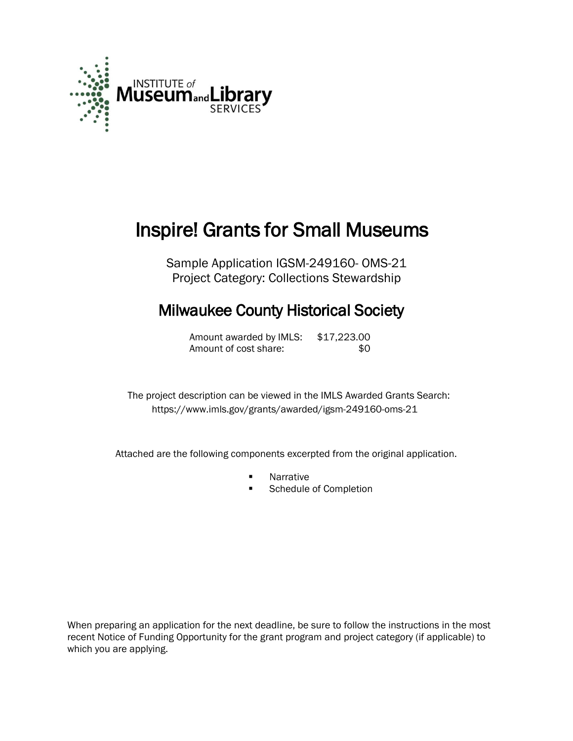INSTITUTE of Museum and Library SERVICES

# Inspire! Grants for Small Museums

Sample Application IGSM-249160- OMS-21
Project Category: Collections Stewardship

## Milwaukee County Historical Society

Amount awarded by IMLS: $17,223.00
Amount of cost share: $0

The project description can be viewed in the IMLS Awarded Grants Search:
https://www.imls.gov/grants/awarded/igsm-249160-oms-21

Attached are the following components excerpted from the original application.

- Narrative
- Schedule of Completion

When preparing an application for the next deadline, be sure to follow the instructions in the most recent Notice of Funding Opportunity for the grant program and project category (if applicable) to which you are applying.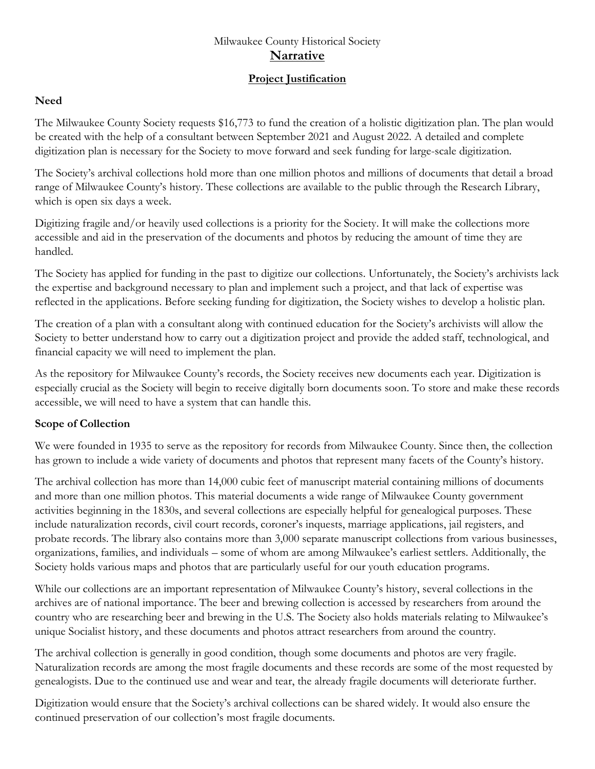Milwaukee County Historical Society

# Narrative

## Project Justification

### Need

The Milwaukee County Society requests $16,773 to fund the creation of a holistic digitization plan. The plan would be created with the help of a consultant between September 2021 and August 2022. A detailed and complete digitization plan is necessary for the Society to move forward and seek funding for large-scale digitization.

The Society's archival collections hold more than one million photos and millions of documents that detail a broad range of Milwaukee County's history. These collections are available to the public through the Research Library, which is open six days a week.

Digitizing fragile and/or heavily used collections is a priority for the Society. It will make the collections more accessible and aid in the preservation of the documents and photos by reducing the amount of time they are handled.

The Society has applied for funding in the past to digitize our collections. Unfortunately, the Society's archivists lack the expertise and background necessary to plan and implement such a project, and that lack of expertise was reflected in the applications. Before seeking funding for digitization, the Society wishes to develop a holistic plan.

The creation of a plan with a consultant along with continued education for the Society's archivists will allow the Society to better understand how to carry out a digitization project and provide the added staff, technological, and financial capacity we will need to implement the plan.

As the repository for Milwaukee County's records, the Society receives new documents each year. Digitization is especially crucial as the Society will begin to receive digitally born documents soon. To store and make these records accessible, we will need to have a system that can handle this.

### Scope of Collection

We were founded in 1935 to serve as the repository for records from Milwaukee County. Since then, the collection has grown to include a wide variety of documents and photos that represent many facets of the County's history.

The archival collection has more than 14,000 cubic feet of manuscript material containing millions of documents and more than one million photos. This material documents a wide range of Milwaukee County government activities beginning in the 1830s, and several collections are especially helpful for genealogical purposes. These include naturalization records, civil court records, coroner's inquests, marriage applications, jail registers, and probate records. The library also contains more than 3,000 separate manuscript collections from various businesses, organizations, families, and individuals – some of whom are among Milwaukee's earliest settlers. Additionally, the Society holds various maps and photos that are particularly useful for our youth education programs.

While our collections are an important representation of Milwaukee County's history, several collections in the archives are of national importance. The beer and brewing collection is accessed by researchers from around the country who are researching beer and brewing in the U.S. The Society also holds materials relating to Milwaukee's unique Socialist history, and these documents and photos attract researchers from around the country.

The archival collection is generally in good condition, though some documents and photos are very fragile. Naturalization records are among the most fragile documents and these records are some of the most requested by genealogists. Due to the continued use and wear and tear, the already fragile documents will deteriorate further.

Digitization would ensure that the Society's archival collections can be shared widely. It would also ensure the continued preservation of our collection's most fragile documents.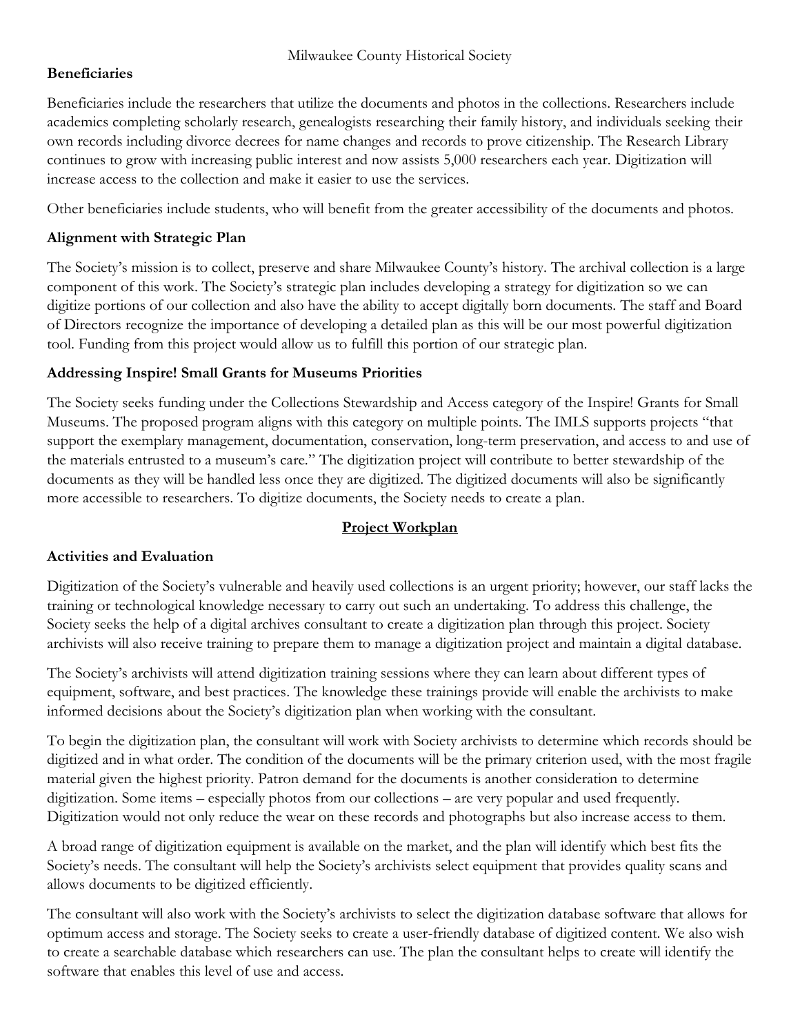**Beneficiaries**

Beneficiaries include the researchers that utilize the documents and photos in the collections. Researchers include academics completing scholarly research, genealogists researching their family history, and individuals seeking their own records including divorce decrees for name changes and records to prove citizenship. The Research Library continues to grow with increasing public interest and now assists 5,000 researchers each year. Digitization will increase access to the collection and make it easier to use the services.

Other beneficiaries include students, who will benefit from the greater accessibility of the documents and photos.

**Alignment with Strategic Plan**

The Society's mission is to collect, preserve and share Milwaukee County's history. The archival collection is a large component of this work. The Society's strategic plan includes developing a strategy for digitization so we can digitize portions of our collection and also have the ability to accept digitally born documents. The staff and Board of Directors recognize the importance of developing a detailed plan as this will be our most powerful digitization tool. Funding from this project would allow us to fulfill this portion of our strategic plan.

**Addressing Inspire! Small Grants for Museums Priorities**

The Society seeks funding under the Collections Stewardship and Access category of the Inspire! Grants for Small Museums. The proposed program aligns with this category on multiple points. The IMLS supports projects "that support the exemplary management, documentation, conservation, long-term preservation, and access to and use of the materials entrusted to a museum's care." The digitization project will contribute to better stewardship of the documents as they will be handled less once they are digitized. The digitized documents will also be significantly more accessible to researchers. To digitize documents, the Society needs to create a plan.

## Project Workplan

**Activities and Evaluation**

Digitization of the Society's vulnerable and heavily used collections is an urgent priority; however, our staff lacks the training or technological knowledge necessary to carry out such an undertaking. To address this challenge, the Society seeks the help of a digital archives consultant to create a digitization plan through this project. Society archivists will also receive training to prepare them to manage a digitization project and maintain a digital database.

The Society's archivists will attend digitization training sessions where they can learn about different types of equipment, software, and best practices. The knowledge these trainings provide will enable the archivists to make informed decisions about the Society's digitization plan when working with the consultant.

To begin the digitization plan, the consultant will work with Society archivists to determine which records should be digitized and in what order. The condition of the documents will be the primary criterion used, with the most fragile material given the highest priority. Patron demand for the documents is another consideration to determine digitization. Some items – especially photos from our collections – are very popular and used frequently. Digitization would not only reduce the wear on these records and photographs but also increase access to them.

A broad range of digitization equipment is available on the market, and the plan will identify which best fits the Society's needs. The consultant will help the Society's archivists select equipment that provides quality scans and allows documents to be digitized efficiently.

The consultant will also work with the Society's archivists to select the digitization database software that allows for optimum access and storage. The Society seeks to create a user-friendly database of digitized content. We also wish to create a searchable database which researchers can use. The plan the consultant helps to create will identify the software that enables this level of use and access.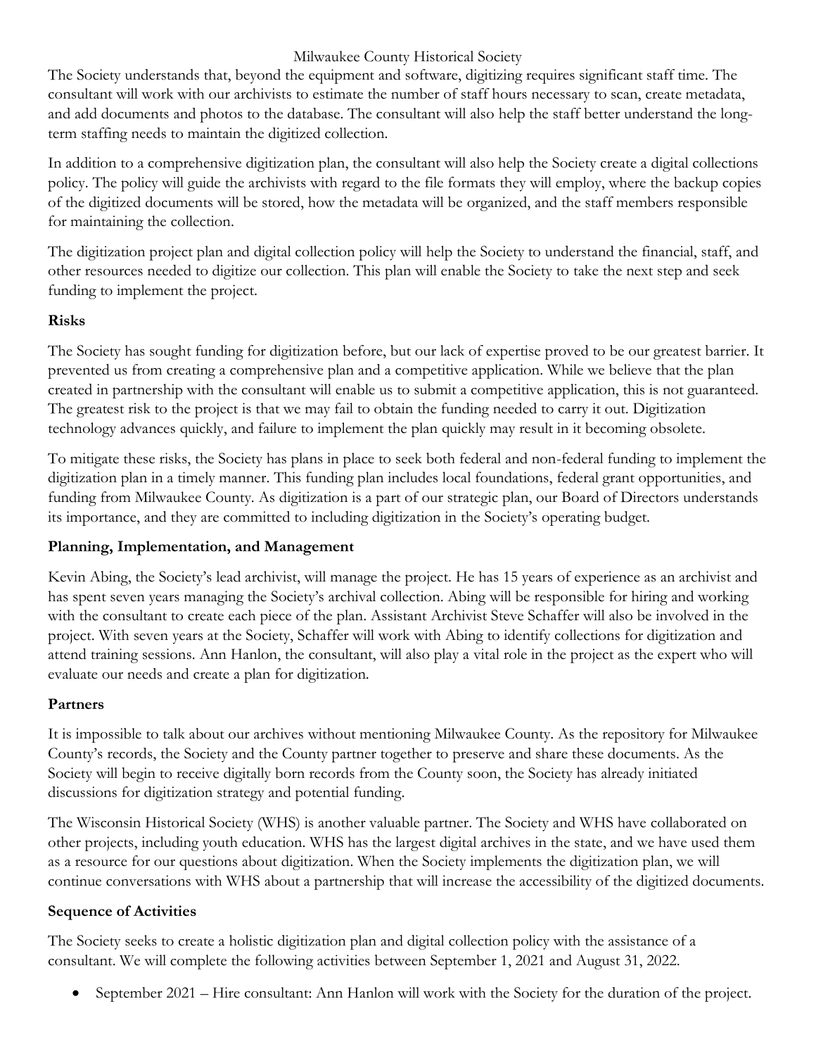The Society understands that, beyond the equipment and software, digitizing requires significant staff time. The consultant will work with our archivists to estimate the number of staff hours necessary to scan, create metadata, and add documents and photos to the database. The consultant will also help the staff better understand the long-term staffing needs to maintain the digitized collection.

In addition to a comprehensive digitization plan, the consultant will also help the Society create a digital collections policy. The policy will guide the archivists with regard to the file formats they will employ, where the backup copies of the digitized documents will be stored, how the metadata will be organized, and the staff members responsible for maintaining the collection.

The digitization project plan and digital collection policy will help the Society to understand the financial, staff, and other resources needed to digitize our collection. This plan will enable the Society to take the next step and seek funding to implement the project.

**Risks**

The Society has sought funding for digitization before, but our lack of expertise proved to be our greatest barrier. It prevented us from creating a comprehensive plan and a competitive application. While we believe that the plan created in partnership with the consultant will enable us to submit a competitive application, this is not guaranteed. The greatest risk to the project is that we may fail to obtain the funding needed to carry it out. Digitization technology advances quickly, and failure to implement the plan quickly may result in it becoming obsolete.

To mitigate these risks, the Society has plans in place to seek both federal and non-federal funding to implement the digitization plan in a timely manner. This funding plan includes local foundations, federal grant opportunities, and funding from Milwaukee County. As digitization is a part of our strategic plan, our Board of Directors understands its importance, and they are committed to including digitization in the Society's operating budget.

**Planning, Implementation, and Management**

Kevin Abing, the Society's lead archivist, will manage the project. He has 15 years of experience as an archivist and has spent seven years managing the Society's archival collection. Abing will be responsible for hiring and working with the consultant to create each piece of the plan. Assistant Archivist Steve Schaffer will also be involved in the project. With seven years at the Society, Schaffer will work with Abing to identify collections for digitization and attend training sessions. Ann Hanlon, the consultant, will also play a vital role in the project as the expert who will evaluate our needs and create a plan for digitization.

**Partners**

It is impossible to talk about our archives without mentioning Milwaukee County. As the repository for Milwaukee County's records, the Society and the County partner together to preserve and share these documents. As the Society will begin to receive digitally born records from the County soon, the Society has already initiated discussions for digitization strategy and potential funding.

The Wisconsin Historical Society (WHS) is another valuable partner. The Society and WHS have collaborated on other projects, including youth education. WHS has the largest digital archives in the state, and we have used them as a resource for our questions about digitization. When the Society implements the digitization plan, we will continue conversations with WHS about a partnership that will increase the accessibility of the digitized documents.

**Sequence of Activities**

The Society seeks to create a holistic digitization plan and digital collection policy with the assistance of a consultant. We will complete the following activities between September 1, 2021 and August 31, 2022.

- September 2021 – Hire consultant: Ann Hanlon will work with the Society for the duration of the project.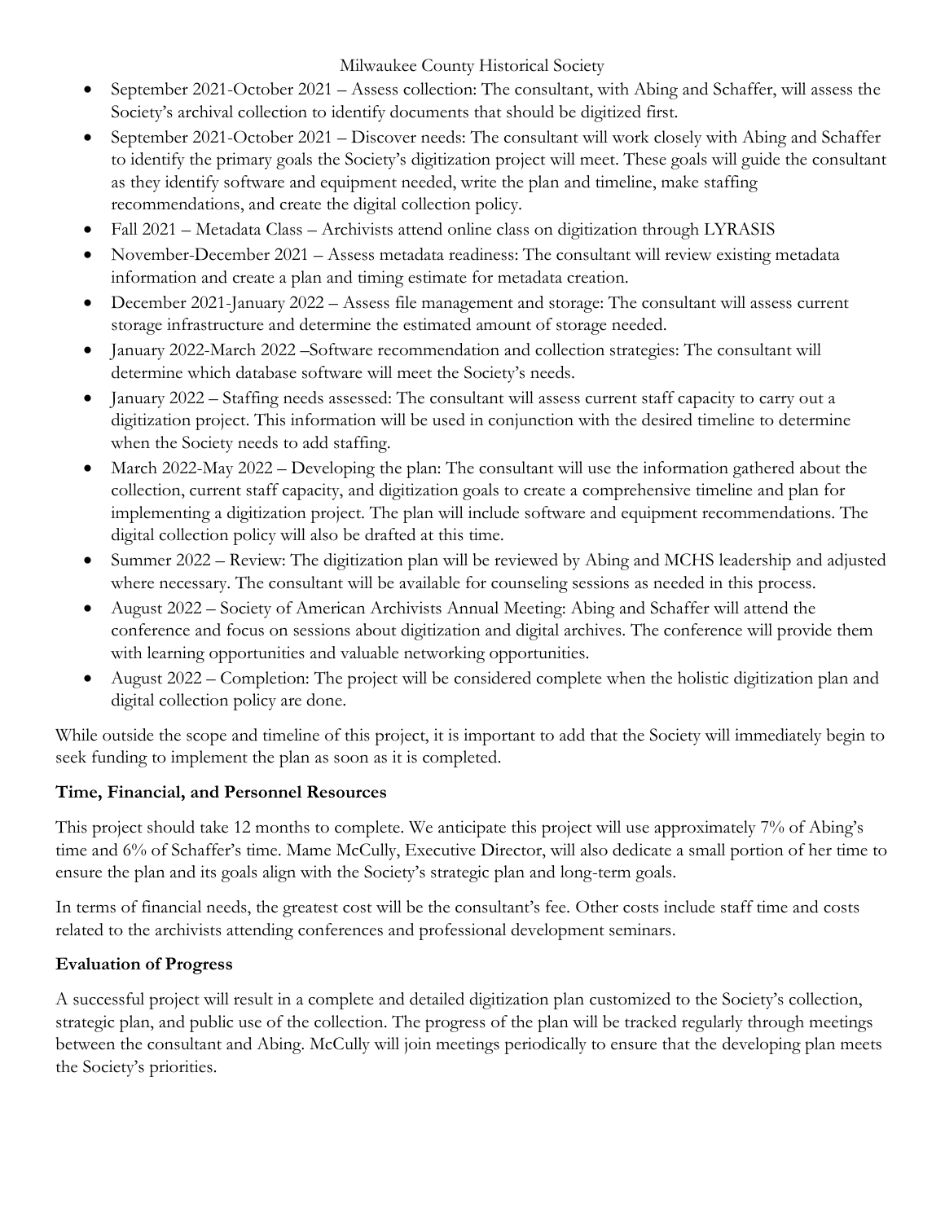- September 2021-October 2021 – Assess collection: The consultant, with Abing and Schaffer, will assess the Society's archival collection to identify documents that should be digitized first.
- September 2021-October 2021 – Discover needs: The consultant will work closely with Abing and Schaffer to identify the primary goals the Society's digitization project will meet. These goals will guide the consultant as they identify software and equipment needed, write the plan and timeline, make staffing recommendations, and create the digital collection policy.
- Fall 2021 – Metadata Class – Archivists attend online class on digitization through LYRASIS
- November-December 2021 – Assess metadata readiness: The consultant will review existing metadata information and create a plan and timing estimate for metadata creation.
- December 2021-January 2022 – Assess file management and storage: The consultant will assess current storage infrastructure and determine the estimated amount of storage needed.
- January 2022-March 2022 –Software recommendation and collection strategies: The consultant will determine which database software will meet the Society's needs.
- January 2022 – Staffing needs assessed: The consultant will assess current staff capacity to carry out a digitization project. This information will be used in conjunction with the desired timeline to determine when the Society needs to add staffing.
- March 2022-May 2022 – Developing the plan: The consultant will use the information gathered about the collection, current staff capacity, and digitization goals to create a comprehensive timeline and plan for implementing a digitization project. The plan will include software and equipment recommendations. The digital collection policy will also be drafted at this time.
- Summer 2022 – Review: The digitization plan will be reviewed by Abing and MCHS leadership and adjusted where necessary. The consultant will be available for counseling sessions as needed in this process.
- August 2022 – Society of American Archivists Annual Meeting: Abing and Schaffer will attend the conference and focus on sessions about digitization and digital archives. The conference will provide them with learning opportunities and valuable networking opportunities.
- August 2022 – Completion: The project will be considered complete when the holistic digitization plan and digital collection policy are done.

While outside the scope and timeline of this project, it is important to add that the Society will immediately begin to seek funding to implement the plan as soon as it is completed.

**Time, Financial, and Personnel Resources**

This project should take 12 months to complete. We anticipate this project will use approximately 7% of Abing's time and 6% of Schaffer's time. Mame McCully, Executive Director, will also dedicate a small portion of her time to ensure the plan and its goals align with the Society's strategic plan and long-term goals.

In terms of financial needs, the greatest cost will be the consultant's fee. Other costs include staff time and costs related to the archivists attending conferences and professional development seminars.

**Evaluation of Progress**

A successful project will result in a complete and detailed digitization plan customized to the Society's collection, strategic plan, and public use of the collection. The progress of the plan will be tracked regularly through meetings between the consultant and Abing. McCully will join meetings periodically to ensure that the developing plan meets the Society's priorities.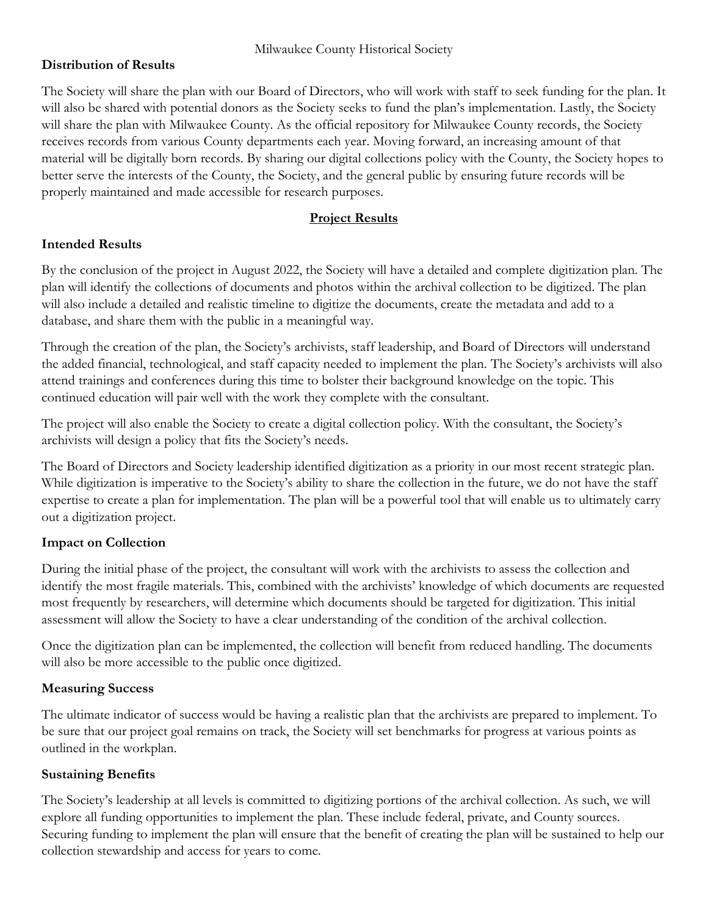**Distribution of Results**

The Society will share the plan with our Board of Directors, who will work with staff to seek funding for the plan. It will also be shared with potential donors as the Society seeks to fund the plan's implementation. Lastly, the Society will share the plan with Milwaukee County. As the official repository for Milwaukee County records, the Society receives records from various County departments each year. Moving forward, an increasing amount of that material will be digitally born records. By sharing our digital collections policy with the County, the Society hopes to better serve the interests of the County, the Society, and the general public by ensuring future records will be properly maintained and made accessible for research purposes.

## Project Results

**Intended Results**

By the conclusion of the project in August 2022, the Society will have a detailed and complete digitization plan. The plan will identify the collections of documents and photos within the archival collection to be digitized. The plan will also include a detailed and realistic timeline to digitize the documents, create the metadata and add to a database, and share them with the public in a meaningful way.

Through the creation of the plan, the Society's archivists, staff leadership, and Board of Directors will understand the added financial, technological, and staff capacity needed to implement the plan. The Society's archivists will also attend trainings and conferences during this time to bolster their background knowledge on the topic. This continued education will pair well with the work they complete with the consultant.

The project will also enable the Society to create a digital collection policy. With the consultant, the Society's archivists will design a policy that fits the Society's needs.

The Board of Directors and Society leadership identified digitization as a priority in our most recent strategic plan. While digitization is imperative to the Society's ability to share the collection in the future, we do not have the staff expertise to create a plan for implementation. The plan will be a powerful tool that will enable us to ultimately carry out a digitization project.

**Impact on Collection**

During the initial phase of the project, the consultant will work with the archivists to assess the collection and identify the most fragile materials. This, combined with the archivists' knowledge of which documents are requested most frequently by researchers, will determine which documents should be targeted for digitization. This initial assessment will allow the Society to have a clear understanding of the condition of the archival collection.

Once the digitization plan can be implemented, the collection will benefit from reduced handling. The documents will also be more accessible to the public once digitized.

**Measuring Success**

The ultimate indicator of success would be having a realistic plan that the archivists are prepared to implement. To be sure that our project goal remains on track, the Society will set benchmarks for progress at various points as outlined in the workplan.

**Sustaining Benefits**

The Society's leadership at all levels is committed to digitizing portions of the archival collection. As such, we will explore all funding opportunities to implement the plan. These include federal, private, and County sources. Securing funding to implement the plan will ensure that the benefit of creating the plan will be sustained to help our collection stewardship and access for years to come.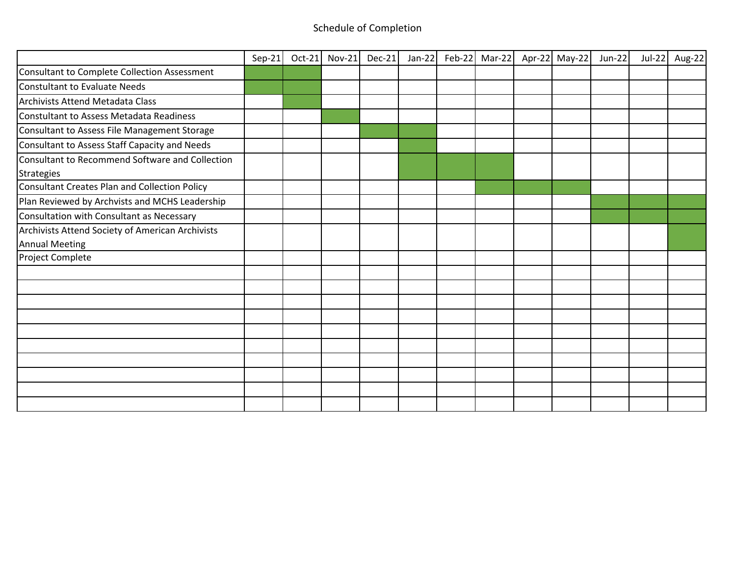Schedule of Completion

| | Sep-21 | Oct-21 | Nov-21 | Dec-21 | Jan-22 | Feb-22 | Mar-22 | Apr-22 | May-22 | Jun-22 | Jul-22 | Aug-22 |
|---|---|---|---|---|---|---|---|---|---|---|---|---|
| Consultant to Complete Collection Assessment | ■ | ■ | | | | | | | | | | |
| Constultant to Evaluate Needs | ■ | ■ | | | | | | | | | | |
| Archivists Attend Metadata Class | | ■ | | | | | | | | | | |
| Constultant to Assess Metadata Readiness | | | ■ | | | | | | | | | |
| Consultant to Assess File Management Storage | | | | ■ | ■ | | | | | | | |
| Consultant to Assess Staff Capacity and Needs | | | | | ■ | | | | | | | |
| Consultant to Recommend Software and Collection Strategies | | | | | ■ | ■ | ■ | | | | | |
| Consultant Creates Plan and Collection Policy | | | | | | | ■ | ■ | ■ | | | |
| Plan Reviewed by Archvists and MCHS Leadership | | | | | | | | | | ■ | ■ | ■ |
| Consultation with Consultant as Necessary | | | | | | | | | | ■ | ■ | ■ |
| Archivists Attend Society of American Archivists Annual Meeting | | | | | | | | | | | | ■ |
| Project Complete | | | | | | | | | | | | |